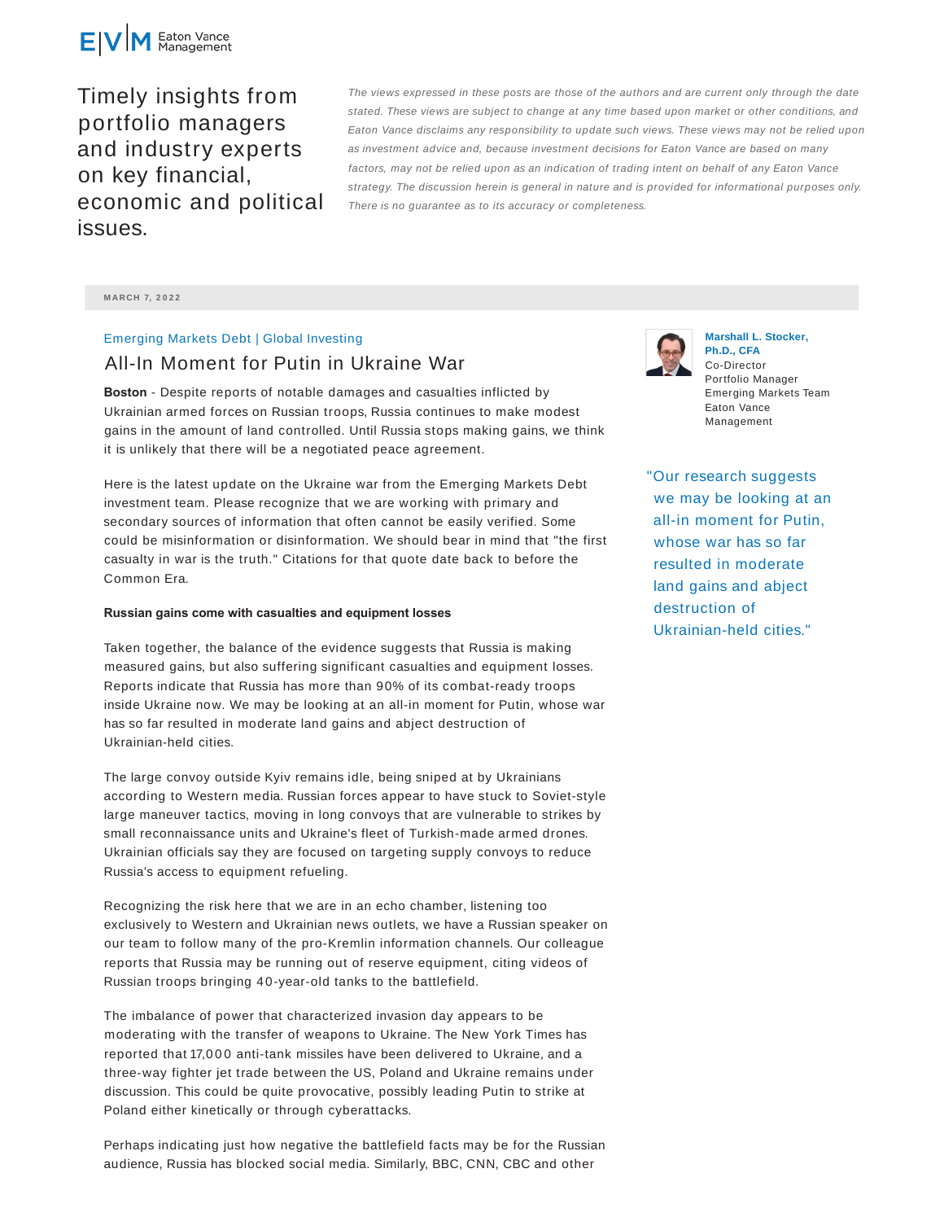Eaton Vance Management

Timely insights from portfolio managers and industry experts on key financial, economic and political issues.

*The views expressed in these posts are those of the authors and are current only through the date stated. These views are subject to change at any time based upon market or other conditions, and Eaton Vance disclaims any responsibility to update such views. These views may not be relied upon as investment advice and, because investment decisions for Eaton Vance are based on many factors, may not be relied upon as an indication of trading intent on behalf of any Eaton Vance strategy. The discussion herein is general in nature and is provided for informational purposes only. There is no guarantee as to its accuracy or completeness.*

MARCH 7, 2022

Emerging Markets Debt | Global Investing

# All-In Moment for Putin in Ukraine War

**Marshall L. Stocker, Ph.D., CFA**
Co-Director
Portfolio Manager
Emerging Markets Team
Eaton Vance Management

**Boston** - Despite reports of notable damages and casualties inflicted by Ukrainian armed forces on Russian troops, Russia continues to make modest gains in the amount of land controlled. Until Russia stops making gains, we think it is unlikely that there will be a negotiated peace agreement.

Here is the latest update on the Ukraine war from the Emerging Markets Debt investment team. Please recognize that we are working with primary and secondary sources of information that often cannot be easily verified. Some could be misinformation or disinformation. We should bear in mind that "the first casualty in war is the truth." Citations for that quote date back to before the Common Era.

**Russian gains come with casualties and equipment losses**

Taken together, the balance of the evidence suggests that Russia is making measured gains, but also suffering significant casualties and equipment losses. Reports indicate that Russia has more than 90% of its combat-ready troops inside Ukraine now. We may be looking at an all-in moment for Putin, whose war has so far resulted in moderate land gains and abject destruction of Ukrainian-held cities.

> "Our research suggests we may be looking at an all-in moment for Putin, whose war has so far resulted in moderate land gains and abject destruction of Ukrainian-held cities."

The large convoy outside Kyiv remains idle, being sniped at by Ukrainians according to Western media. Russian forces appear to have stuck to Soviet-style large maneuver tactics, moving in long convoys that are vulnerable to strikes by small reconnaissance units and Ukraine's fleet of Turkish-made armed drones. Ukrainian officials say they are focused on targeting supply convoys to reduce Russia's access to equipment refueling.

Recognizing the risk here that we are in an echo chamber, listening too exclusively to Western and Ukrainian news outlets, we have a Russian speaker on our team to follow many of the pro-Kremlin information channels. Our colleague reports that Russia may be running out of reserve equipment, citing videos of Russian troops bringing 40-year-old tanks to the battlefield.

The imbalance of power that characterized invasion day appears to be moderating with the transfer of weapons to Ukraine. The New York Times has reported that 17,000 anti-tank missiles have been delivered to Ukraine, and a three-way fighter jet trade between the US, Poland and Ukraine remains under discussion. This could be quite provocative, possibly leading Putin to strike at Poland either kinetically or through cyberattacks.

Perhaps indicating just how negative the battlefield facts may be for the Russian audience, Russia has blocked social media. Similarly, BBC, CNN, CBC and other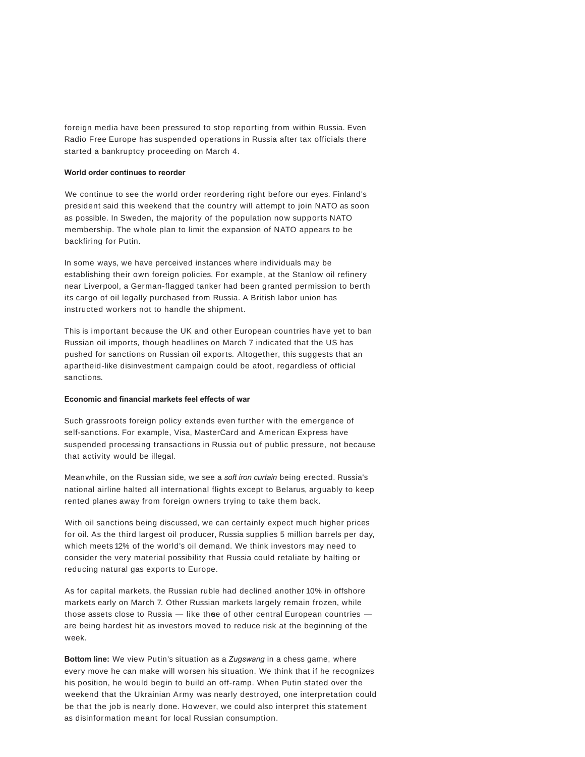foreign media have been pressured to stop reporting from within Russia. Even Radio Free Europe has suspended operations in Russia after tax officials there started a bankruptcy proceeding on March 4.

**World order continues to reorder**

We continue to see the world order reordering right before our eyes. Finland's president said this weekend that the country will attempt to join NATO as soon as possible. In Sweden, the majority of the population now supports NATO membership. The whole plan to limit the expansion of NATO appears to be backfiring for Putin.

In some ways, we have perceived instances where individuals may be establishing their own foreign policies. For example, at the Stanlow oil refinery near Liverpool, a German-flagged tanker had been granted permission to berth its cargo of oil legally purchased from Russia. A British labor union has instructed workers not to handle the shipment.

This is important because the UK and other European countries have yet to ban Russian oil imports, though headlines on March 7 indicated that the US has pushed for sanctions on Russian oil exports. Altogether, this suggests that an apartheid-like disinvestment campaign could be afoot, regardless of official sanctions.

**Economic and financial markets feel effects of war**

Such grassroots foreign policy extends even further with the emergence of self-sanctions. For example, Visa, MasterCard and American Express have suspended processing transactions in Russia out of public pressure, not because that activity would be illegal.

Meanwhile, on the Russian side, we see a *soft iron curtain* being erected. Russia's national airline halted all international flights except to Belarus, arguably to keep rented planes away from foreign owners trying to take them back.

With oil sanctions being discussed, we can certainly expect much higher prices for oil. As the third largest oil producer, Russia supplies 5 million barrels per day, which meets 12% of the world's oil demand. We think investors may need to consider the very material possibility that Russia could retaliate by halting or reducing natural gas exports to Europe.

As for capital markets, the Russian ruble had declined another 10% in offshore markets early on March 7. Other Russian markets largely remain frozen, while those assets close to Russia — like those of other central European countries — are being hardest hit as investors moved to reduce risk at the beginning of the week.

**Bottom line:** We view Putin's situation as a *Zugswang* in a chess game, where every move he can make will worsen his situation. We think that if he recognizes his position, he would begin to build an off-ramp. When Putin stated over the weekend that the Ukrainian Army was nearly destroyed, one interpretation could be that the job is nearly done. However, we could also interpret this statement as disinformation meant for local Russian consumption.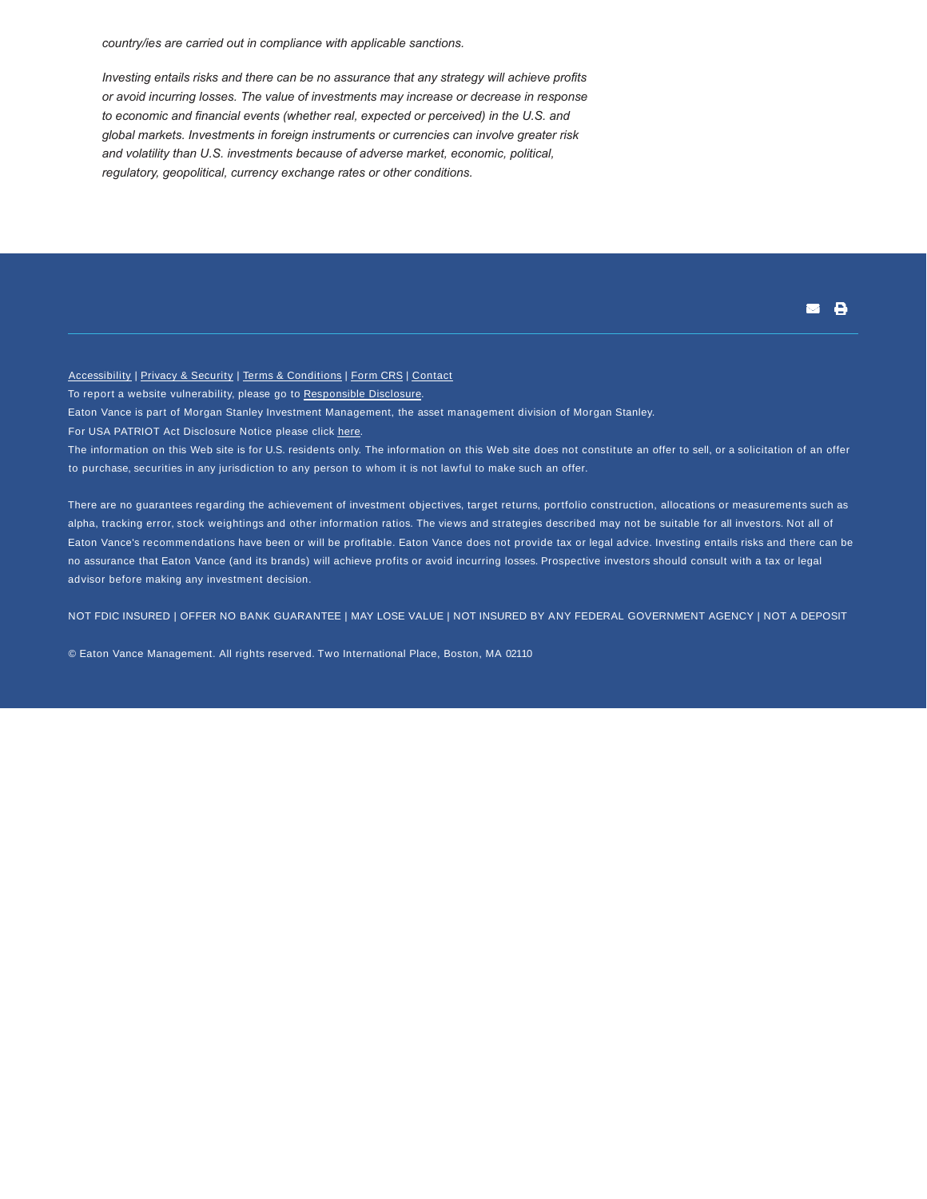*country/ies are carried out in compliance with applicable sanctions.*

*Investing entails risks and there can be no assurance that any strategy will achieve profits or avoid incurring losses. The value of investments may increase or decrease in response to economic and financial events (whether real, expected or perceived) in the U.S. and global markets. Investments in foreign instruments or currencies can involve greater risk and volatility than U.S. investments because of adverse market, economic, political, regulatory, geopolitical, currency exchange rates or other conditions.*

---

Accessibility | Privacy & Security | Terms & Conditions | Form CRS | Contact

To report a website vulnerability, please go to Responsible Disclosure.

Eaton Vance is part of Morgan Stanley Investment Management, the asset management division of Morgan Stanley.

For USA PATRIOT Act Disclosure Notice please click here.

The information on this Web site is for U.S. residents only. The information on this Web site does not constitute an offer to sell, or a solicitation of an offer to purchase, securities in any jurisdiction to any person to whom it is not lawful to make such an offer.

There are no guarantees regarding the achievement of investment objectives, target returns, portfolio construction, allocations or measurements such as alpha, tracking error, stock weightings and other information ratios. The views and strategies described may not be suitable for all investors. Not all of Eaton Vance's recommendations have been or will be profitable. Eaton Vance does not provide tax or legal advice. Investing entails risks and there can be no assurance that Eaton Vance (and its brands) will achieve profits or avoid incurring losses. Prospective investors should consult with a tax or legal advisor before making any investment decision.

NOT FDIC INSURED | OFFER NO BANK GUARANTEE | MAY LOSE VALUE | NOT INSURED BY ANY FEDERAL GOVERNMENT AGENCY | NOT A DEPOSIT

© Eaton Vance Management. All rights reserved. Two International Place, Boston, MA 02110